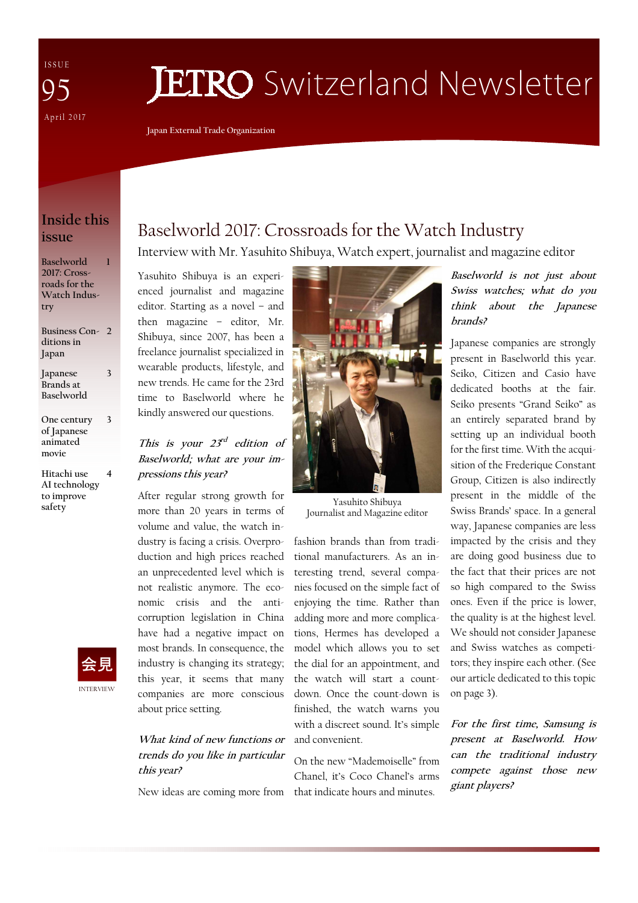ISSUE 95
April 2017

# JETRO Switzerland Newsletter

Japan External Trade Organization

## Inside this issue

| | |
|---|---|
| Baselworld 2017: Crossroads for the Watch Industry | 1 |
| Business Conditions in Japan | 2 |
| Japanese Brands at Baselworld | 3 |
| One century of Japanese animated movie | 3 |
| Hitachi use AI technology to improve safety | 4 |

会見
INTERVIEW

# Baselworld 2017: Crossroads for the Watch Industry

## Interview with Mr. Yasuhito Shibuya, Watch expert, journalist and magazine editor

Yasuhito Shibuya is an experienced journalist and magazine editor. Starting as a novel – and then magazine – editor, Mr. Shibuya, since 2007, has been a freelance journalist specialized in wearable products, lifestyle, and new trends. He came for the 23rd time to Baselworld where he kindly answered our questions.

***This is your 23rd edition of Baselworld; what are your impressions this year?***

After regular strong growth for more than 20 years in terms of volume and value, the watch industry is facing a crisis. Overproduction and high prices reached an unprecedented level which is not realistic anymore. The economic crisis and the anti-corruption legislation in China have had a negative impact on most brands. In consequence, the industry is changing its strategy; this year, it seems that many companies are more conscious about price setting.

***What kind of new functions or trends do you like in particular this year?***

New ideas are coming more from fashion brands than from traditional manufacturers. As an interesting trend, several companies focused on the simple fact of enjoying the time. Rather than adding more and more complications, Hermes has developed a model which allows you to set the dial for an appointment, and the watch will start a count-down. Once the count-down is finished, the watch warns you with a discreet sound. It's simple and convenient.

On the new "Mademoiselle" from Chanel, it's Coco Chanel's arms that indicate hours and minutes.

Yasuhito Shibuya
Journalist and Magazine editor

***Baselworld is not just about Swiss watches; what do you think about the Japanese brands?***

Japanese companies are strongly present in Baselworld this year. Seiko, Citizen and Casio have dedicated booths at the fair. Seiko presents "Grand Seiko" as an entirely separated brand by setting up an individual booth for the first time. With the acquisition of the Frederique Constant Group, Citizen is also indirectly present in the middle of the Swiss Brands' space. In a general way, Japanese companies are less impacted by the crisis and they are doing good business due to the fact that their prices are not so high compared to the Swiss ones. Even if the price is lower, the quality is at the highest level. We should not consider Japanese and Swiss watches as competitors; they inspire each other. (See our article dedicated to this topic on page 3).

***For the first time, Samsung is present at Baselworld. How can the traditional industry compete against those new giant players?***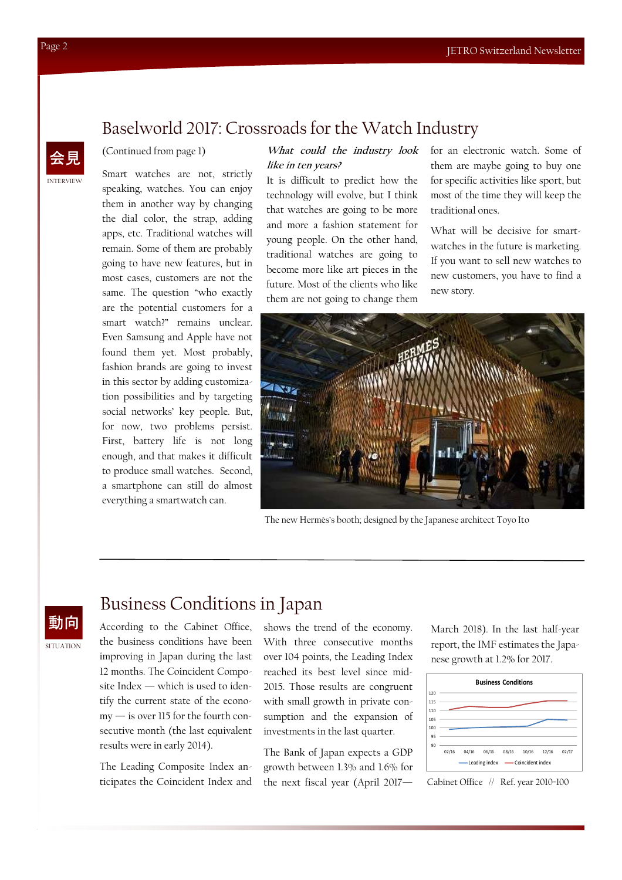## Baselworld 2017: Crossroads for the Watch Industry

会見
INTERVIEW

(Continued from page 1)

Smart watches are not, strictly speaking, watches. You can enjoy them in another way by changing the dial color, the strap, adding apps, etc. Traditional watches will remain. Some of them are probably going to have new features, but in most cases, customers are not the same. The question "who exactly are the potential customers for a smart watch?" remains unclear. Even Samsung and Apple have not found them yet. Most probably, fashion brands are going to invest in this sector by adding customization possibilities and by targeting social networks' key people. But, for now, two problems persist. First, battery life is not long enough, and that makes it difficult to produce small watches. Second, a smartphone can still do almost everything a smartwatch can.

***What could the industry look like in ten years?***

It is difficult to predict how the technology will evolve, but I think that watches are going to be more and more a fashion statement for young people. On the other hand, traditional watches are going to become more like art pieces in the future. Most of the clients who like them are not going to change them for an electronic watch. Some of them are maybe going to buy one for specific activities like sport, but most of the time they will keep the traditional ones.

What will be decisive for smartwatches in the future is marketing. If you want to sell new watches to new customers, you have to find a new story.

The new Hermès's booth; designed by the Japanese architect Toyo Ito

## Business Conditions in Japan

動向
SITUATION

According to the Cabinet Office, the business conditions have been improving in Japan during the last 12 months. The Coincident Composite Index — which is used to identify the current state of the economy — is over 115 for the fourth consecutive month (the last equivalent results were in early 2014).

The Leading Composite Index anticipates the Coincident Index and shows the trend of the economy. With three consecutive months over 104 points, the Leading Index reached its best level since mid-2015. Those results are congruent with small growth in private consumption and the expansion of investments in the last quarter.

The Bank of Japan expects a GDP growth between 1.3% and 1.6% for the next fiscal year (April 2017—March 2018). In the last half-year report, the IMF estimates the Japanese growth at 1.2% for 2017.

Cabinet Office // Ref. year 2010=100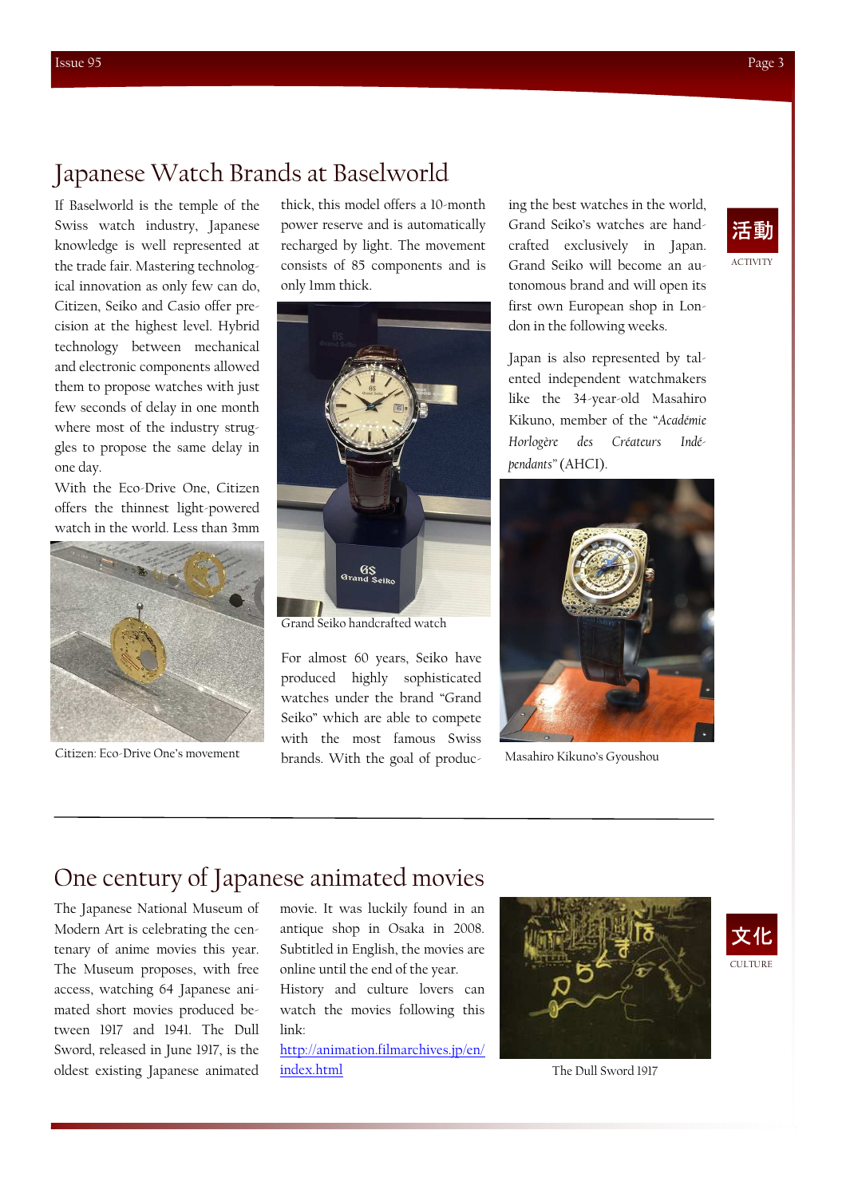# Japanese Watch Brands at Baselworld

活動
ACTIVITY

If Baselworld is the temple of the Swiss watch industry, Japanese knowledge is well represented at the trade fair. Mastering technological innovation as only few can do, Citizen, Seiko and Casio offer precision at the highest level. Hybrid technology between mechanical and electronic components allowed them to propose watches with just few seconds of delay in one month where most of the industry struggles to propose the same delay in one day.

With the Eco-Drive One, Citizen offers the thinnest light-powered watch in the world. Less than 3mm thick, this model offers a 10-month power reserve and is automatically recharged by light. The movement consists of 85 components and is only 1mm thick.

Citizen: Eco-Drive One's movement

Grand Seiko handcrafted watch

For almost 60 years, Seiko have produced highly sophisticated watches under the brand "Grand Seiko" which are able to compete with the most famous Swiss brands. With the goal of producing the best watches in the world, Grand Seiko's watches are handcrafted exclusively in Japan. Grand Seiko will become an autonomous brand and will open its first own European shop in London in the following weeks.

Japan is also represented by talented independent watchmakers like the 34-year-old Masahiro Kikuno, member of the "*Académie Horlogère des Créateurs Indépendants*" (AHCI).

Masahiro Kikuno's Gyoushou

# One century of Japanese animated movies

文化
CULTURE

The Japanese National Museum of Modern Art is celebrating the centenary of anime movies this year. The Museum proposes, with free access, watching 64 Japanese animated short movies produced between 1917 and 1941. The Dull Sword, released in June 1917, is the oldest existing Japanese animated movie. It was luckily found in an antique shop in Osaka in 2008. Subtitled in English, the movies are online until the end of the year.

History and culture lovers can watch the movies following this link:

[http://animation.filmarchives.jp/en/index.html](http://animation.filmarchives.jp/en/index.html)

The Dull Sword 1917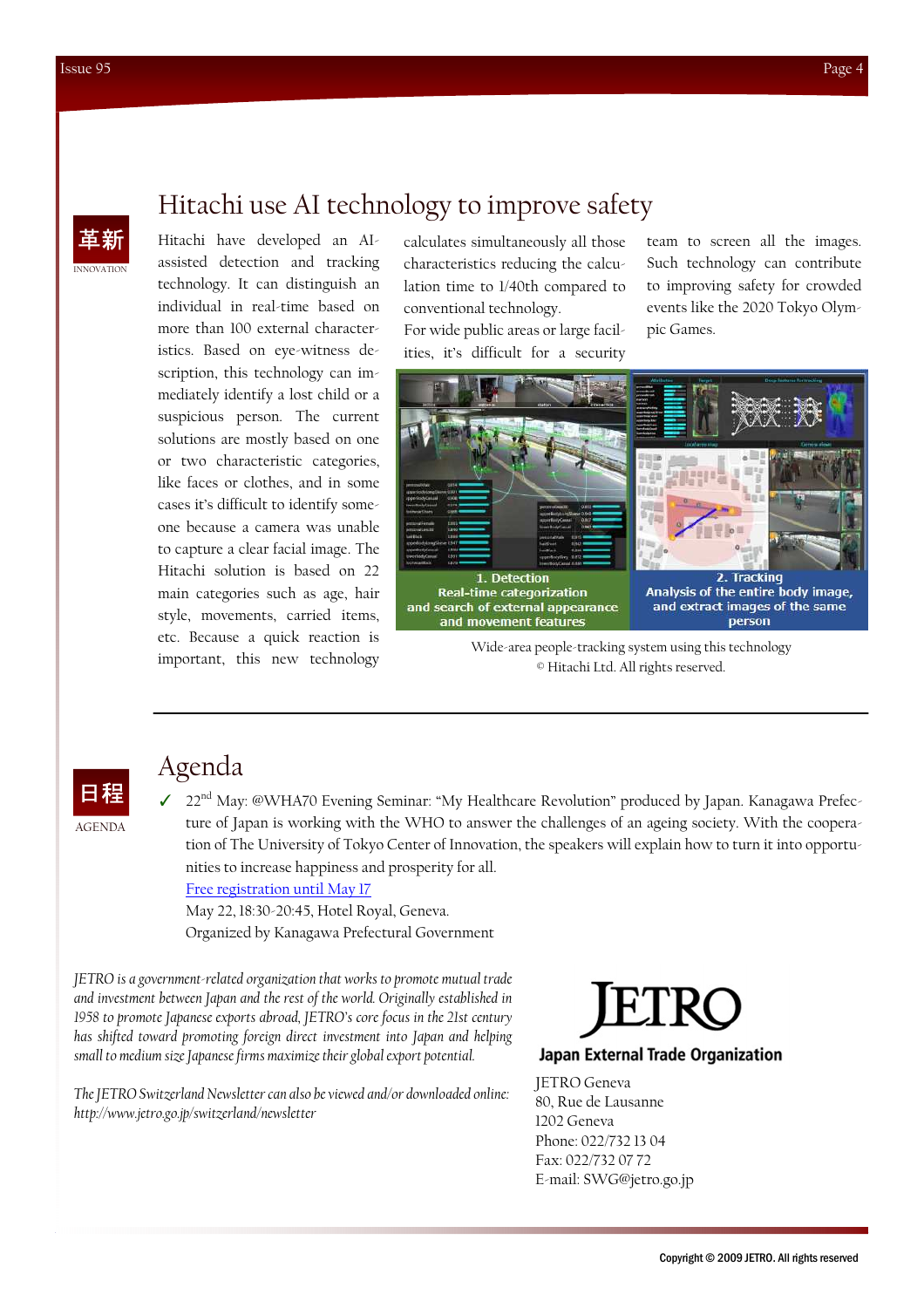革新

INNOVATION

## Hitachi use AI technology to improve safety

Hitachi have developed an AI-assisted detection and tracking technology. It can distinguish an individual in real-time based on more than 100 external characteristics. Based on eye-witness description, this technology can immediately identify a lost child or a suspicious person. The current solutions are mostly based on one or two characteristic categories, like faces or clothes, and in some cases it's difficult to identify someone because a camera was unable to capture a clear facial image. The Hitachi solution is based on 22 main categories such as age, hair style, movements, carried items, etc. Because a quick reaction is important, this new technology calculates simultaneously all those characteristics reducing the calculation time to 1/40th compared to conventional technology.

For wide public areas or large facilities, it's difficult for a security team to screen all the images. Such technology can contribute to improving safety for crowded events like the 2020 Tokyo Olympic Games.

1. Detection
Real-time categorization and search of external appearance and movement features

2. Tracking
Analysis of the entire body image, and extract images of the same person

Wide-area people-tracking system using this technology
© Hitachi Ltd. All rights reserved.

---

日程

AGENDA

## Agenda

- ✓ 22nd May: @WHA70 Evening Seminar: "My Healthcare Revolution" produced by Japan. Kanagawa Prefecture of Japan is working with the WHO to answer the challenges of an ageing society. With the cooperation of The University of Tokyo Center of Innovation, the speakers will explain how to turn it into opportunities to increase happiness and prosperity for all.
  Free registration until May 17
  May 22, 18:30-20:45, Hotel Royal, Geneva.
  Organized by Kanagawa Prefectural Government

*JETRO is a government-related organization that works to promote mutual trade and investment between Japan and the rest of the world. Originally established in 1958 to promote Japanese exports abroad, JETRO's core focus in the 21st century has shifted toward promoting foreign direct investment into Japan and helping small to medium size Japanese firms maximize their global export potential.*

*The JETRO Switzerland Newsletter can also be viewed and/or downloaded online: http://www.jetro.go.jp/switzerland/newsletter*

JETRO
**Japan External Trade Organization**

JETRO Geneva
80, Rue de Lausanne
1202 Geneva
Phone: 022/732 13 04
Fax: 022/732 07 72
E-mail: SWG@jetro.go.jp

Copyright © 2009 JETRO. All rights reserved